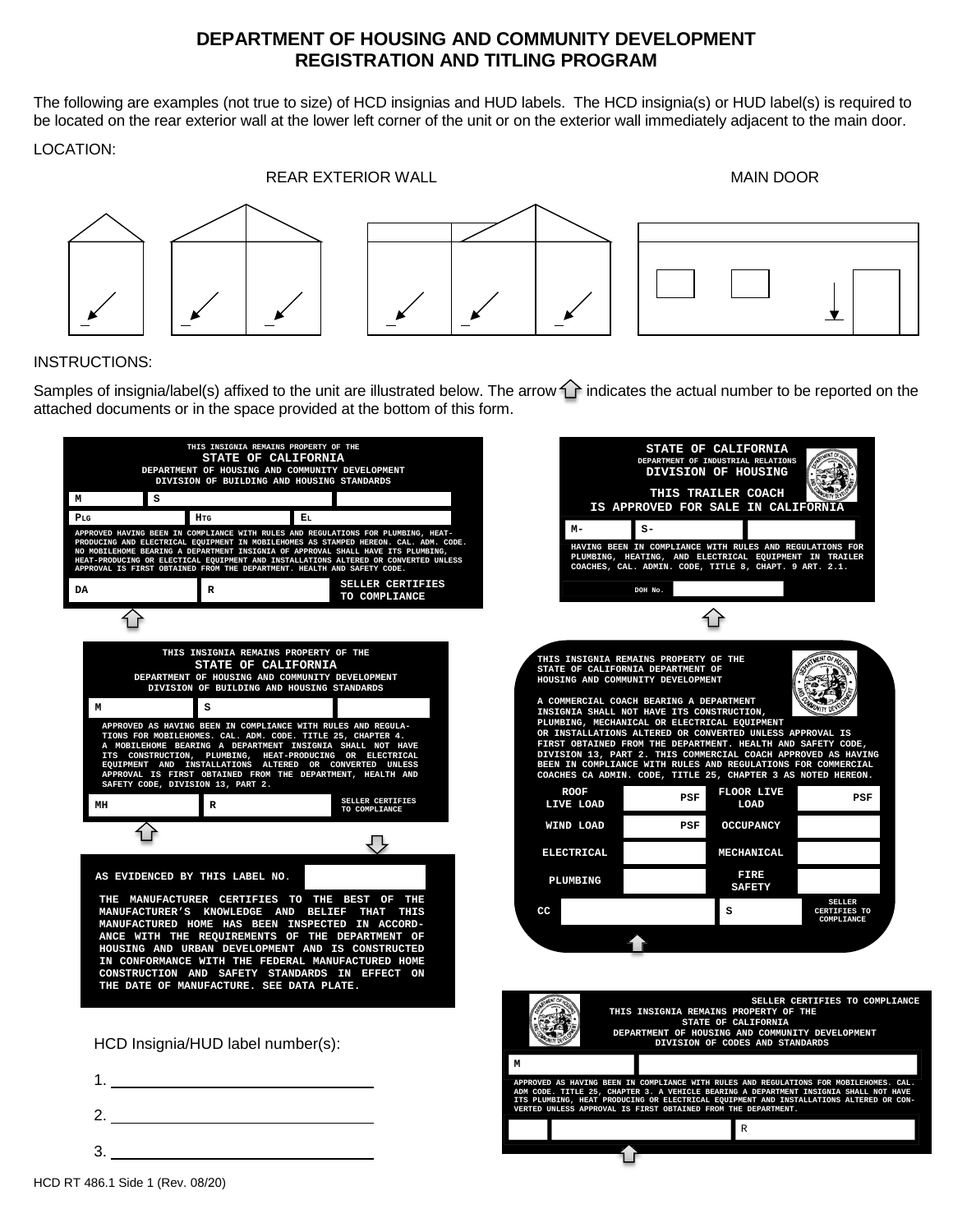# DEPARTMENT OF HOUSING AND COMMUNITY DEVELOPMENT
# REGISTRATION AND TITLING PROGRAM

The following are examples (not true to size) of HCD insignias and HUD labels. The HCD insignia(s) or HUD label(s) is required to be located on the rear exterior wall at the lower left corner of the unit or on the exterior wall immediately adjacent to the main door.

LOCATION:

REAR EXTERIOR WALL — MAIN DOOR

INSTRUCTIONS:

Samples of insignia/label(s) affixed to the unit are illustrated below. The arrow ⇧ indicates the actual number to be reported on the attached documents or in the space provided at the bottom of this form.

---

THIS INSIGNIA REMAINS PROPERTY OF THE
**STATE OF CALIFORNIA**
DEPARTMENT OF HOUSING AND COMMUNITY DEVELOPMENT
DIVISION OF BUILDING AND HOUSING STANDARDS

M | S

PLG | HTG | EL

APPROVED HAVING BEEN IN COMPLIANCE WITH RULES AND REGULATIONS FOR PLUMBING, HEAT-PRODUCING AND ELECTRICAL EQUIPMENT IN MOBILEHOMES AS STAMPED HEREON. CAL. ADM. CODE. NO MOBILEHOME BEARING A DEPARTMENT INSIGNIA OF APPROVAL SHALL HAVE ITS PLUMBING, HEAT-PRODUCING OR ELECTICAL EQUIPMENT AND INSTALLATIONS ALTERED OR CONVERTED UNLESS APPROVAL IS FIRST OBTAINED FROM THE DEPARTMENT. HEALTH AND SAFETY CODE.

DA | R | SELLER CERTIFIES TO COMPLIANCE

---

**STATE OF CALIFORNIA**
DEPARTMENT OF INDUSTRIAL RELATIONS
**DIVISION OF HOUSING**

THIS TRAILER COACH
IS APPROVED FOR SALE IN CALIFORNIA

M- | S-

HAVING BEEN IN COMPLIANCE WITH RULES AND REGULATIONS FOR PLUMBING, HEATING, AND ELECTRICAL EQUIPMENT IN TRAILER COACHES, CAL. ADMIN. CODE, TITLE 8, CHAPT. 9 ART. 2.1.

DOH No.

---

THIS INSIGNIA REMAINS PROPERTY OF THE
**STATE OF CALIFORNIA**
DEPARTMENT OF HOUSING AND COMMUNITY DEVELOPMENT
DIVISION OF BUILDING AND HOUSING STANDARDS

M | S

APPROVED AS HAVING BEEN IN COMPLIANCE WITH RULES AND REGULATIONS FOR MOBILEHOMES. CAL. ADM. CODE. TITLE 25, CHAPTER 4. A MOBILEHOME BEARING A DEPARTMENT INSIGNIA SHALL NOT HAVE ITS CONSTRUCTION, PLUMBING, HEAT-PRODUCING OR ELECTRICAL EQUIPMENT AND INSTALLATIONS ALTERED OR CONVERTED UNLESS APPROVAL IS FIRST OBTAINED FROM THE DEPARTMENT, HEALTH AND SAFETY CODE, DIVISION 13, PART 2.

MH | R | SELLER CERTIFIES TO COMPLIANCE

---

AS EVIDENCED BY THIS LABEL NO.

THE MANUFACTURER CERTIFIES TO THE BEST OF THE MANUFACTURER'S KNOWLEDGE AND BELIEF THAT THIS MANUFACTURED HOME HAS BEEN INSPECTED IN ACCORDANCE WITH THE REQUIREMENTS OF THE DEPARTMENT OF HOUSING AND URBAN DEVELOPMENT AND IS CONSTRUCTED IN CONFORMANCE WITH THE FEDERAL MANUFACTURED HOME CONSTRUCTION AND SAFETY STANDARDS IN EFFECT ON THE DATE OF MANUFACTURE. SEE DATA PLATE.

---

THIS INSIGNIA REMAINS PROPERTY OF THE STATE OF CALIFORNIA DEPARTMENT OF HOUSING AND COMMUNITY DEVELOPMENT

A COMMERCIAL COACH BEARING A DEPARTMENT INSIGNIA SHALL NOT HAVE ITS CONSTRUCTION, PLUMBING, MECHANICAL OR ELECTRICAL EQUIPMENT OR INSTALLATIONS ALTERED OR CONVERTED UNLESS APPROVAL IS FIRST OBTAINED FROM THE DEPARTMENT. HEALTH AND SAFETY CODE, DIVISION 13, PART 2. THIS COMMERCIAL COACH APPROVED AS HAVING BEEN IN COMPLIANCE WITH RULES AND REGULATIONS FOR COMMERCIAL COACHES CA ADMIN. CODE, TITLE 25, CHAPTER 3 AS NOTED HEREON.

| | | | |
|---|---|---|---|
| ROOF LIVE LOAD | PSF | FLOOR LIVE LOAD | PSF |
| WIND LOAD | PSF | OCCUPANCY | |
| ELECTRICAL | | MECHANICAL | |
| PLUMBING | | FIRE SAFETY | |
| CC | | S | SELLER CERTIFIES TO COMPLIANCE |

---

SELLER CERTIFIES TO COMPLIANCE

THIS INSIGNIA REMAINS PROPERTY OF THE
STATE OF CALIFORNIA
DEPARTMENT OF HOUSING AND COMMUNITY DEVELOPMENT
DIVISION OF CODES AND STANDARDS

M

APPROVED AS HAVING BEEN IN COMPLIANCE WITH RULES AND REGULATIONS FOR MOBILEHOMES. CAL. ADM CODE. TITLE 25, CHAPTER 3. A VEHICLE BEARING A DEPARTMENT INSIGNIA SHALL NOT HAVE ITS PLUMBING, HEAT PRODUCING OR ELECTRICAL EQUIPMENT AND INSTALLATIONS ALTERED OR CONVERTED UNLESS APPROVAL IS FIRST OBTAINED FROM THE DEPARTMENT.

R

---

HCD Insignia/HUD label number(s):

1. ______________________

2. ______________________

3. ______________________

HCD RT 486.1 Side 1 (Rev. 08/20)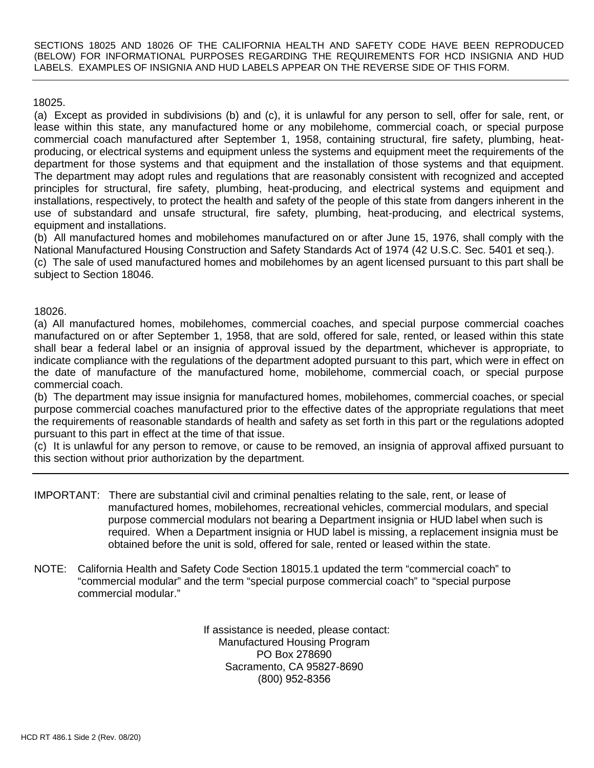SECTIONS 18025 AND 18026 OF THE CALIFORNIA HEALTH AND SAFETY CODE HAVE BEEN REPRODUCED (BELOW) FOR INFORMATIONAL PURPOSES REGARDING THE REQUIREMENTS FOR HCD INSIGNIA AND HUD LABELS. EXAMPLES OF INSIGNIA AND HUD LABELS APPEAR ON THE REVERSE SIDE OF THIS FORM.

---

18025.

(a) Except as provided in subdivisions (b) and (c), it is unlawful for any person to sell, offer for sale, rent, or lease within this state, any manufactured home or any mobilehome, commercial coach, or special purpose commercial coach manufactured after September 1, 1958, containing structural, fire safety, plumbing, heat-producing, or electrical systems and equipment unless the systems and equipment meet the requirements of the department for those systems and that equipment and the installation of those systems and that equipment. The department may adopt rules and regulations that are reasonably consistent with recognized and accepted principles for structural, fire safety, plumbing, heat-producing, and electrical systems and equipment and installations, respectively, to protect the health and safety of the people of this state from dangers inherent in the use of substandard and unsafe structural, fire safety, plumbing, heat-producing, and electrical systems, equipment and installations.

(b) All manufactured homes and mobilehomes manufactured on or after June 15, 1976, shall comply with the National Manufactured Housing Construction and Safety Standards Act of 1974 (42 U.S.C. Sec. 5401 et seq.).

(c) The sale of used manufactured homes and mobilehomes by an agent licensed pursuant to this part shall be subject to Section 18046.

18026.

(a) All manufactured homes, mobilehomes, commercial coaches, and special purpose commercial coaches manufactured on or after September 1, 1958, that are sold, offered for sale, rented, or leased within this state shall bear a federal label or an insignia of approval issued by the department, whichever is appropriate, to indicate compliance with the regulations of the department adopted pursuant to this part, which were in effect on the date of manufacture of the manufactured home, mobilehome, commercial coach, or special purpose commercial coach.

(b) The department may issue insignia for manufactured homes, mobilehomes, commercial coaches, or special purpose commercial coaches manufactured prior to the effective dates of the appropriate regulations that meet the requirements of reasonable standards of health and safety as set forth in this part or the regulations adopted pursuant to this part in effect at the time of that issue.

(c) It is unlawful for any person to remove, or cause to be removed, an insignia of approval affixed pursuant to this section without prior authorization by the department.

---

IMPORTANT: There are substantial civil and criminal penalties relating to the sale, rent, or lease of manufactured homes, mobilehomes, recreational vehicles, commercial modulars, and special purpose commercial modulars not bearing a Department insignia or HUD label when such is required. When a Department insignia or HUD label is missing, a replacement insignia must be obtained before the unit is sold, offered for sale, rented or leased within the state.

NOTE: California Health and Safety Code Section 18015.1 updated the term “commercial coach” to “commercial modular” and the term “special purpose commercial coach” to “special purpose commercial modular.”

If assistance is needed, please contact:
Manufactured Housing Program
PO Box 278690
Sacramento, CA 95827-8690
(800) 952-8356

HCD RT 486.1 Side 2 (Rev. 08/20)